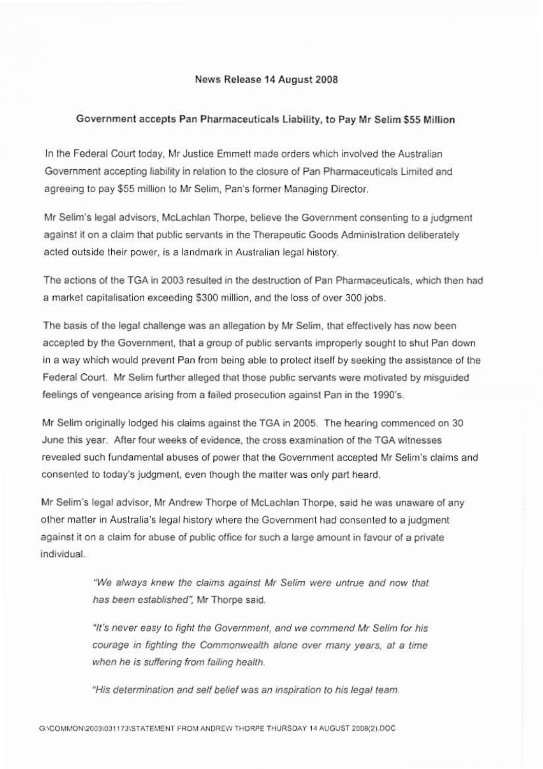News Release 14 August 2008

## Government accepts Pan Pharmaceuticals Liability, to Pay Mr Selim $55 Million

In the Federal Court today, Mr Justice Emmett made orders which involved the Australian Government accepting liability in relation to the closure of Pan Pharmaceuticals Limited and agreeing to pay $55 million to Mr Selim, Pan's former Managing Director.

Mr Selim's legal advisors, McLachlan Thorpe, believe the Government consenting to a judgment against it on a claim that public servants in the Therapeutic Goods Administration deliberately acted outside their power, is a landmark in Australian legal history.

The actions of the TGA in 2003 resulted in the destruction of Pan Pharmaceuticals, which then had a market capitalisation exceeding $300 million, and the loss of over 300 jobs.

The basis of the legal challenge was an allegation by Mr Selim, that effectively has now been accepted by the Government, that a group of public servants improperly sought to shut Pan down in a way which would prevent Pan from being able to protect itself by seeking the assistance of the Federal Court. Mr Selim further alleged that those public servants were motivated by misguided feelings of vengeance arising from a failed prosecution against Pan in the 1990's.

Mr Selim originally lodged his claims against the TGA in 2005. The hearing commenced on 30 June this year. After four weeks of evidence, the cross examination of the TGA witnesses revealed such fundamental abuses of power that the Government accepted Mr Selim's claims and consented to today's judgment, even though the matter was only part heard.

Mr Selim's legal advisor, Mr Andrew Thorpe of McLachlan Thorpe, said he was unaware of any other matter in Australia's legal history where the Government had consented to a judgment against it on a claim for abuse of public office for such a large amount in favour of a private individual.

> *"We always knew the claims against Mr Selim were untrue and now that has been established"*, Mr Thorpe said.
>
> *"It's never easy to fight the Government, and we commend Mr Selim for his courage in fighting the Commonwealth alone over many years, at a time when he is suffering from failing health.*
>
> *"His determination and self belief was an inspiration to his legal team.*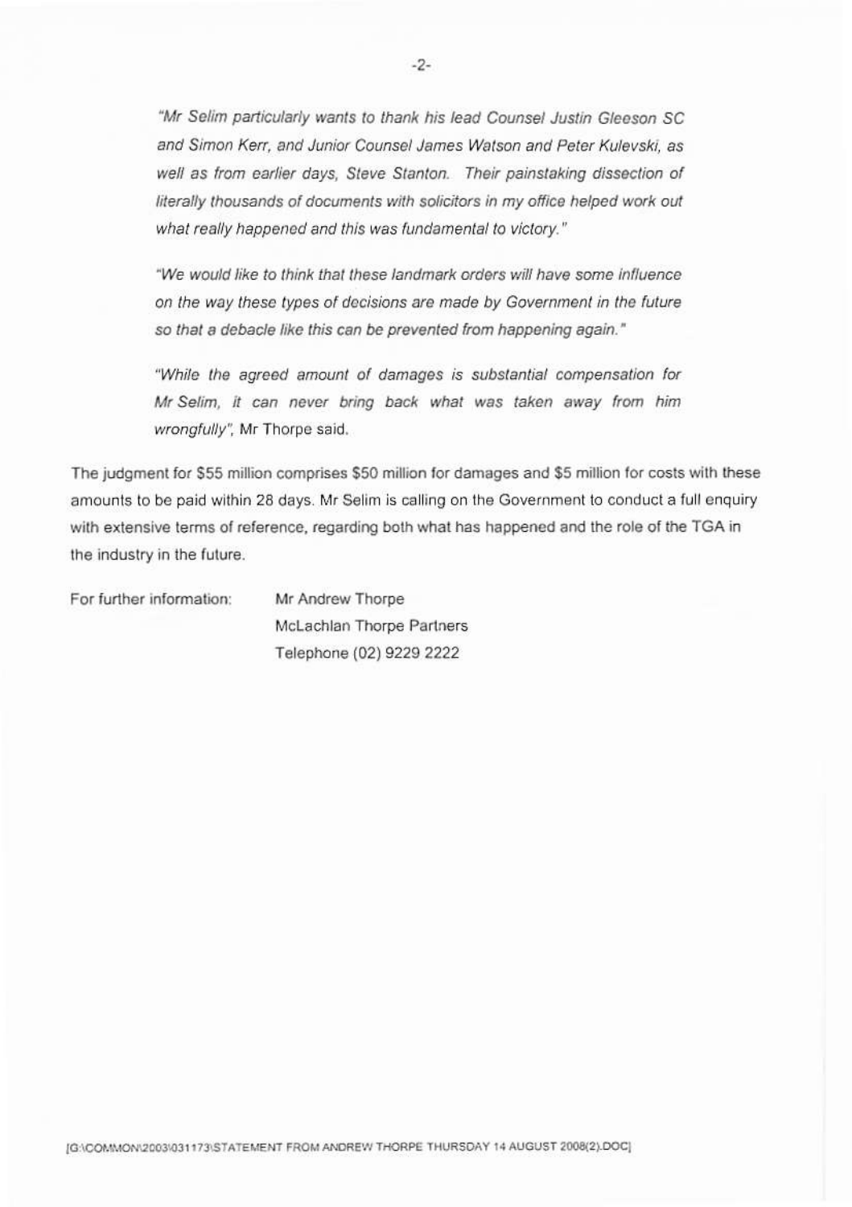*"Mr Selim particularly wants to thank his lead Counsel Justin Gleeson SC and Simon Kerr, and Junior Counsel James Watson and Peter Kulevski, as well as from earlier days, Steve Stanton. Their painstaking dissection of literally thousands of documents with solicitors in my office helped work out what really happened and this was fundamental to victory."*

*"We would like to think that these landmark orders will have some influence on the way these types of decisions are made by Government in the future so that a debacle like this can be prevented from happening again."*

*"While the agreed amount of damages is substantial compensation for Mr Selim, it can never bring back what was taken away from him wrongfully"*, Mr Thorpe said.

The judgment for $55 million comprises $50 million for damages and $5 million for costs with these amounts to be paid within 28 days. Mr Selim is calling on the Government to conduct a full enquiry with extensive terms of reference, regarding both what has happened and the role of the TGA in the industry in the future.

For further information:

Mr Andrew Thorpe
McLachlan Thorpe Partners
Telephone (02) 9229 2222

[G:\COMMON\2003\031173\STATEMENT FROM ANDREW THORPE THURSDAY 14 AUGUST 2008(2).DOC]